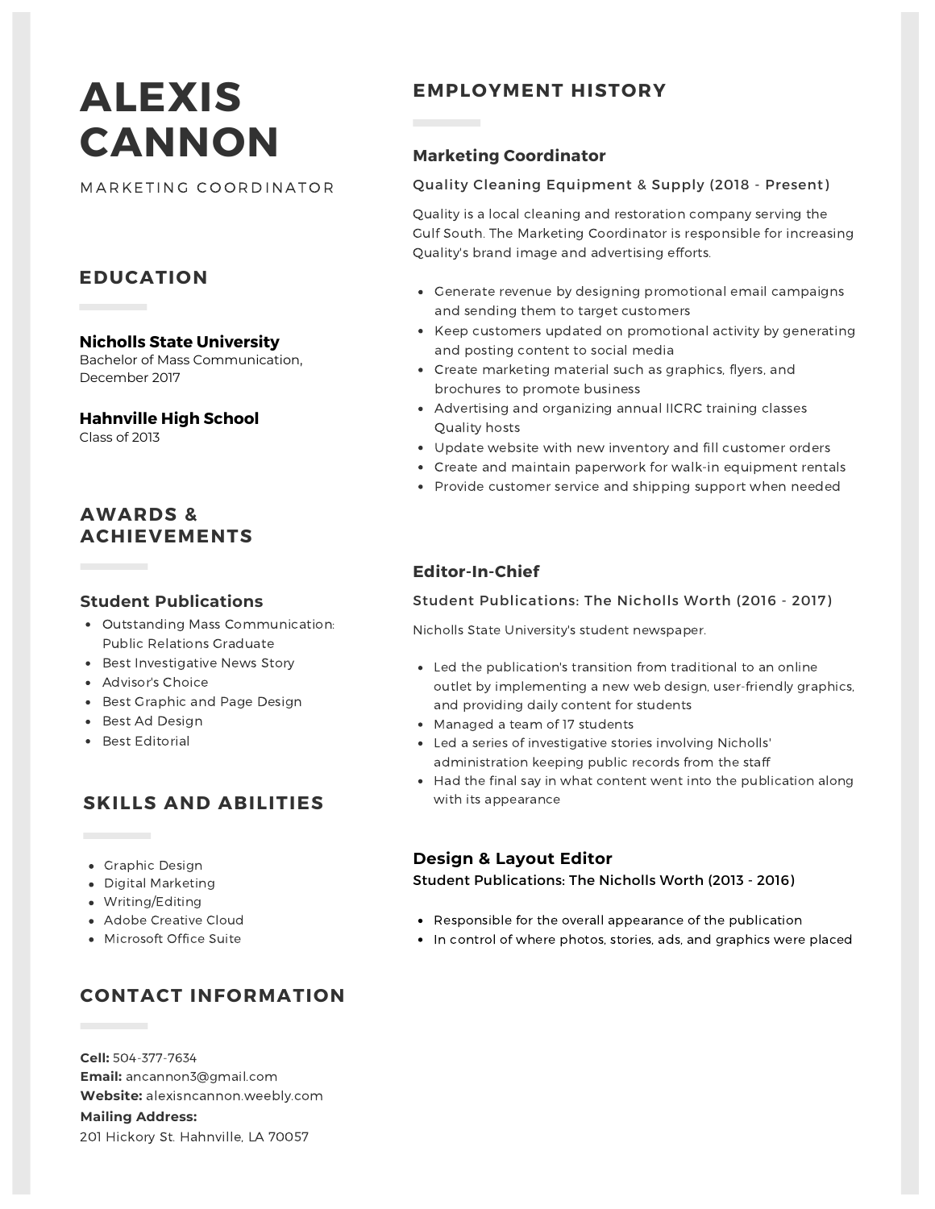# ALEXIS CANNON

MARKETING COORDINATOR

## EDUCATION

**Nicholls State University**
Bachelor of Mass Communication, December 2017

**Hahnville High School**
Class of 2013

## AWARDS & ACHIEVEMENTS

### Student Publications

- Outstanding Mass Communication: Public Relations Graduate
- Best Investigative News Story
- Advisor's Choice
- Best Graphic and Page Design
- Best Ad Design
- Best Editorial

## SKILLS AND ABILITIES

- Graphic Design
- Digital Marketing
- Writing/Editing
- Adobe Creative Cloud
- Microsoft Office Suite

## CONTACT INFORMATION

**Cell:** 504-377-7634
**Email:** ancannon3@gmail.com
**Website:** alexisncannon.weebly.com
**Mailing Address:**
201 Hickory St. Hahnville, LA 70057

## EMPLOYMENT HISTORY

### Marketing Coordinator

Quality Cleaning Equipment & Supply (2018 - Present)

Quality is a local cleaning and restoration company serving the Gulf South. The Marketing Coordinator is responsible for increasing Quality's brand image and advertising efforts.

- Generate revenue by designing promotional email campaigns and sending them to target customers
- Keep customers updated on promotional activity by generating and posting content to social media
- Create marketing material such as graphics, flyers, and brochures to promote business
- Advertising and organizing annual IICRC training classes Quality hosts
- Update website with new inventory and fill customer orders
- Create and maintain paperwork for walk-in equipment rentals
- Provide customer service and shipping support when needed

### Editor-In-Chief

Student Publications: The Nicholls Worth (2016 - 2017)

Nicholls State University's student newspaper.

- Led the publication's transition from traditional to an online outlet by implementing a new web design, user-friendly graphics, and providing daily content for students
- Managed a team of 17 students
- Led a series of investigative stories involving Nicholls' administration keeping public records from the staff
- Had the final say in what content went into the publication along with its appearance

### Design & Layout Editor

**Student Publications: The Nicholls Worth (2013 - 2016)**

- Responsible for the overall appearance of the publication
- In control of where photos, stories, ads, and graphics were placed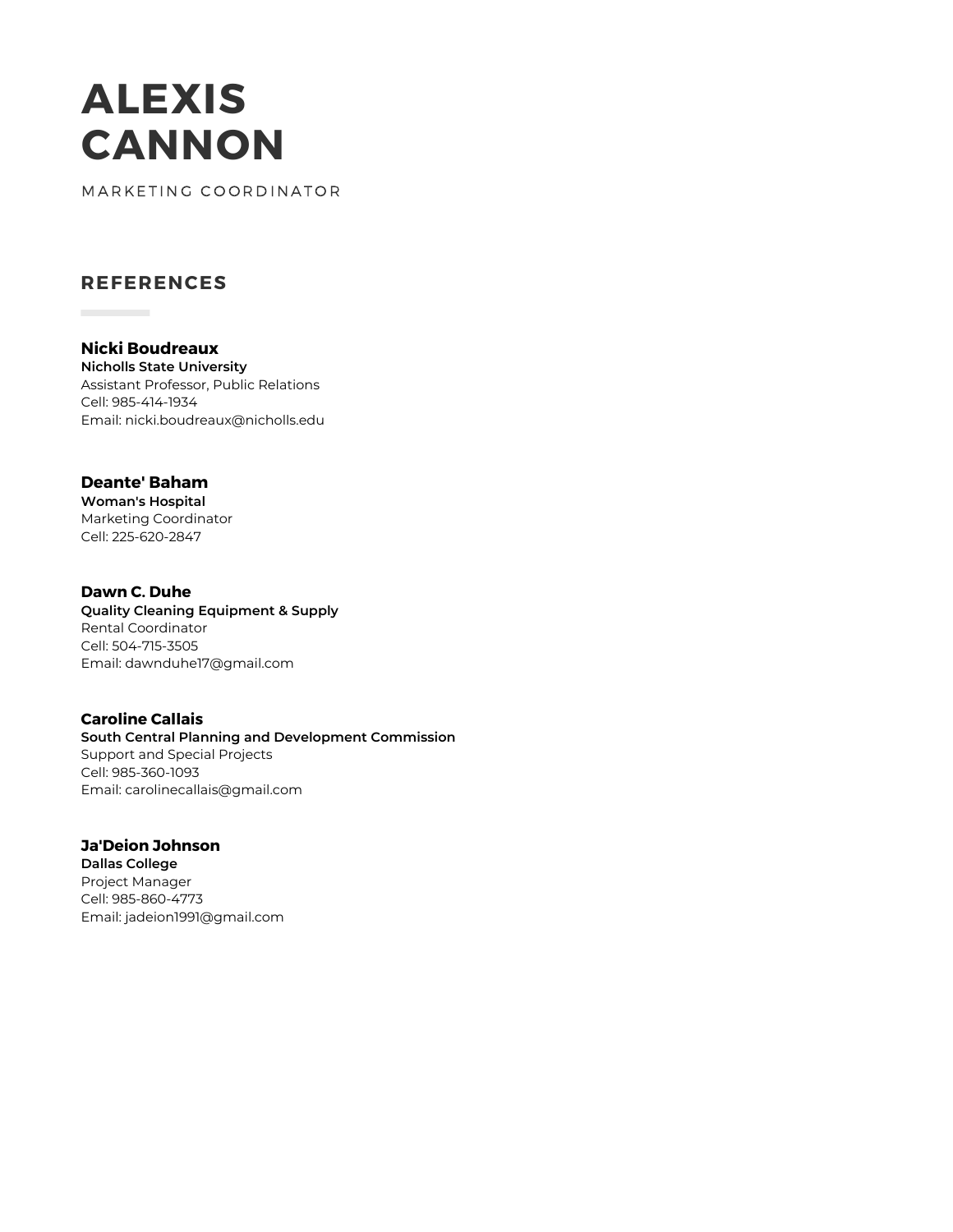# ALEXIS CANNON

MARKETING COORDINATOR

## REFERENCES

### Nicki Boudreaux

**Nicholls State University**
Assistant Professor, Public Relations
Cell: 985-414-1934
Email: nicki.boudreaux@nicholls.edu

### Deante' Baham

**Woman's Hospital**
Marketing Coordinator
Cell: 225-620-2847

### Dawn C. Duhe

**Quality Cleaning Equipment & Supply**
Rental Coordinator
Cell: 504-715-3505
Email: dawnduhe17@gmail.com

### Caroline Callais

**South Central Planning and Development Commission**
Support and Special Projects
Cell: 985-360-1093
Email: carolinecallais@gmail.com

### Ja'Deion Johnson

**Dallas College**
Project Manager
Cell: 985-860-4773
Email: jadeion1991@gmail.com